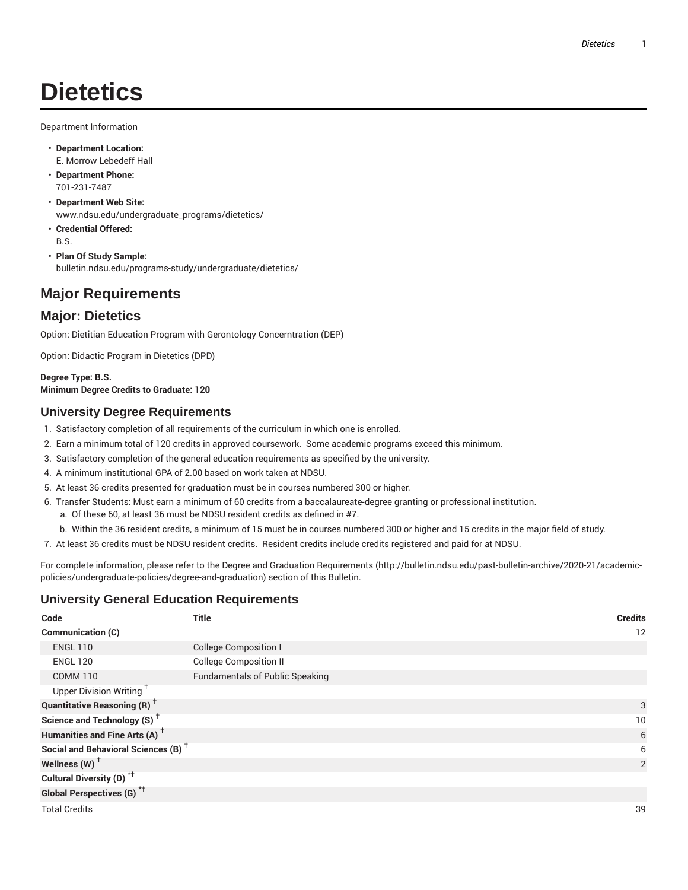# Dietetics

Department Information

- **Department Location:**
  E. Morrow Lebedeff Hall
- **Department Phone:**
  701-231-7487
- **Department Web Site:**
  www.ndsu.edu/undergraduate_programs/dietetics/
- **Credential Offered:**
  B.S.
- **Plan Of Study Sample:**
  bulletin.ndsu.edu/programs-study/undergraduate/dietetics/

## Major Requirements

## Major: Dietetics

Option: Dietitian Education Program with Gerontology Concerntration (DEP)

Option: Didactic Program in Dietetics (DPD)

**Degree Type: B.S.**
**Minimum Degree Credits to Graduate: 120**

### University Degree Requirements

1. Satisfactory completion of all requirements of the curriculum in which one is enrolled.
2. Earn a minimum total of 120 credits in approved coursework. Some academic programs exceed this minimum.
3. Satisfactory completion of the general education requirements as specified by the university.
4. A minimum institutional GPA of 2.00 based on work taken at NDSU.
5. At least 36 credits presented for graduation must be in courses numbered 300 or higher.
6. Transfer Students: Must earn a minimum of 60 credits from a baccalaureate-degree granting or professional institution.
   a. Of these 60, at least 36 must be NDSU resident credits as defined in #7.
   b. Within the 36 resident credits, a minimum of 15 must be in courses numbered 300 or higher and 15 credits in the major field of study.
7. At least 36 credits must be NDSU resident credits. Resident credits include credits registered and paid for at NDSU.

For complete information, please refer to the Degree and Graduation Requirements (http://bulletin.ndsu.edu/past-bulletin-archive/2020-21/academic-policies/undergraduate-policies/degree-and-graduation) section of this Bulletin.

### University General Education Requirements

| Code | Title | Credits |
|---|---|---|
| **Communication (C)** | | 12 |
| ENGL 110 | College Composition I | |
| ENGL 120 | College Composition II | |
| COMM 110 | Fundamentals of Public Speaking | |
| Upper Division Writing † | | |
| **Quantitative Reasoning (R) †** | | 3 |
| **Science and Technology (S) †** | | 10 |
| **Humanities and Fine Arts (A) †** | | 6 |
| **Social and Behavioral Sciences (B) †** | | 6 |
| **Wellness (W) †** | | 2 |
| **Cultural Diversity (D) *†** | | |
| **Global Perspectives (G) *†** | | |
| Total Credits | | 39 |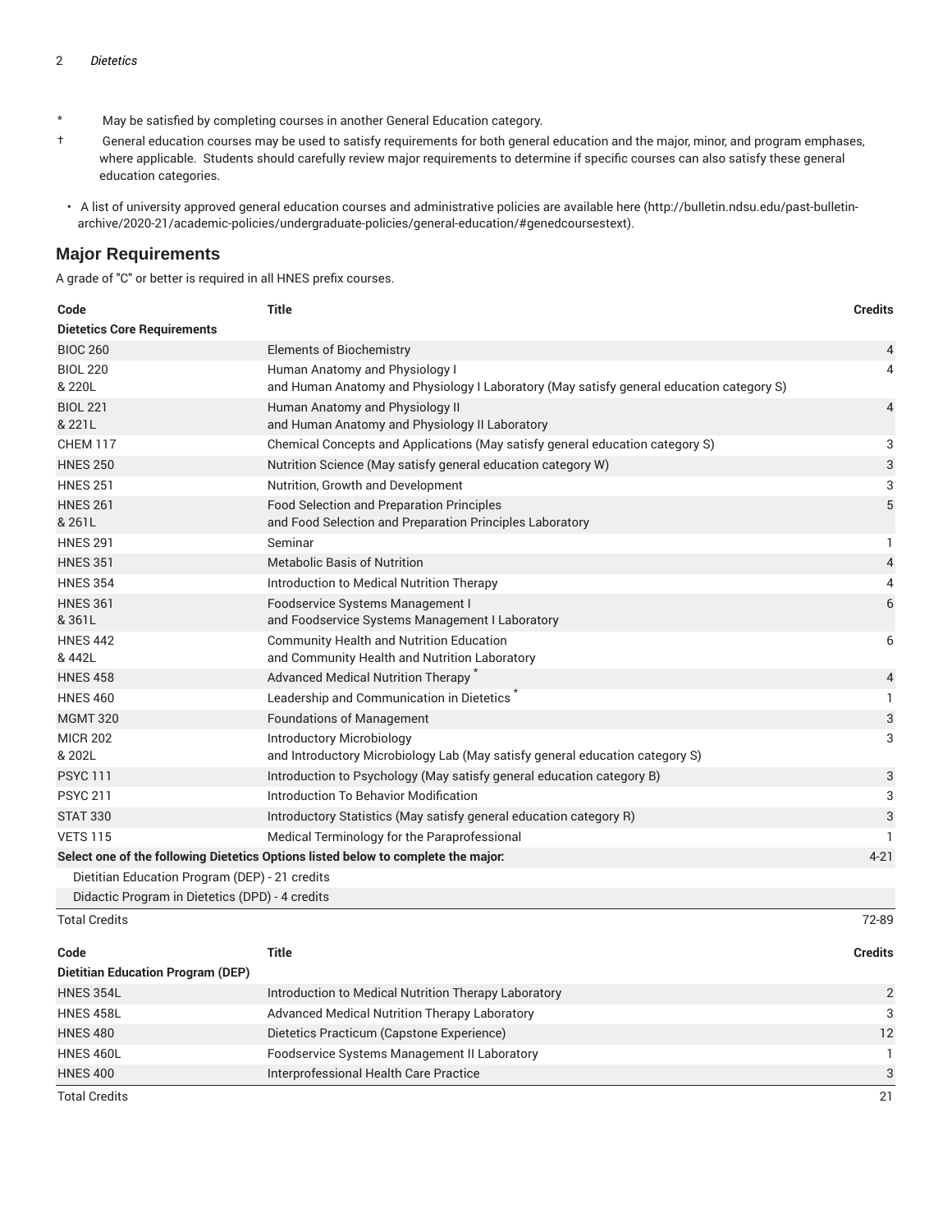* May be satisfied by completing courses in another General Education category.

† General education courses may be used to satisfy requirements for both general education and the major, minor, and program emphases, where applicable. Students should carefully review major requirements to determine if specific courses can also satisfy these general education categories.

- A list of university approved general education courses and administrative policies are available here (http://bulletin.ndsu.edu/past-bulletin-archive/2020-21/academic-policies/undergraduate-policies/general-education/#genedcoursestext).

## Major Requirements

A grade of "C" or better is required in all HNES prefix courses.

| Code | Title | Credits |
|---|---|---|
| **Dietetics Core Requirements** | | |
| BIOC 260 | Elements of Biochemistry | 4 |
| BIOL 220 & 220L | Human Anatomy and Physiology I and Human Anatomy and Physiology I Laboratory (May satisfy general education category S) | 4 |
| BIOL 221 & 221L | Human Anatomy and Physiology II and Human Anatomy and Physiology II Laboratory | 4 |
| CHEM 117 | Chemical Concepts and Applications (May satisfy general education category S) | 3 |
| HNES 250 | Nutrition Science (May satisfy general education category W) | 3 |
| HNES 251 | Nutrition, Growth and Development | 3 |
| HNES 261 & 261L | Food Selection and Preparation Principles and Food Selection and Preparation Principles Laboratory | 5 |
| HNES 291 | Seminar | 1 |
| HNES 351 | Metabolic Basis of Nutrition | 4 |
| HNES 354 | Introduction to Medical Nutrition Therapy | 4 |
| HNES 361 & 361L | Foodservice Systems Management I and Foodservice Systems Management I Laboratory | 6 |
| HNES 442 & 442L | Community Health and Nutrition Education and Community Health and Nutrition Laboratory | 6 |
| HNES 458 | Advanced Medical Nutrition Therapy * | 4 |
| HNES 460 | Leadership and Communication in Dietetics * | 1 |
| MGMT 320 | Foundations of Management | 3 |
| MICR 202 & 202L | Introductory Microbiology and Introductory Microbiology Lab (May satisfy general education category S) | 3 |
| PSYC 111 | Introduction to Psychology (May satisfy general education category B) | 3 |
| PSYC 211 | Introduction To Behavior Modification | 3 |
| STAT 330 | Introductory Statistics (May satisfy general education category R) | 3 |
| VETS 115 | Medical Terminology for the Paraprofessional | 1 |
| **Select one of the following Dietetics Options listed below to complete the major:** | | 4-21 |
| Dietitian Education Program (DEP) - 21 credits | | |
| Didactic Program in Dietetics (DPD) - 4 credits | | |
| Total Credits | | 72-89 |

| Code | Title | Credits |
|---|---|---|
| **Dietitian Education Program (DEP)** | | |
| HNES 354L | Introduction to Medical Nutrition Therapy Laboratory | 2 |
| HNES 458L | Advanced Medical Nutrition Therapy Laboratory | 3 |
| HNES 480 | Dietetics Practicum (Capstone Experience) | 12 |
| HNES 460L | Foodservice Systems Management II Laboratory | 1 |
| HNES 400 | Interprofessional Health Care Practice | 3 |
| Total Credits | | 21 |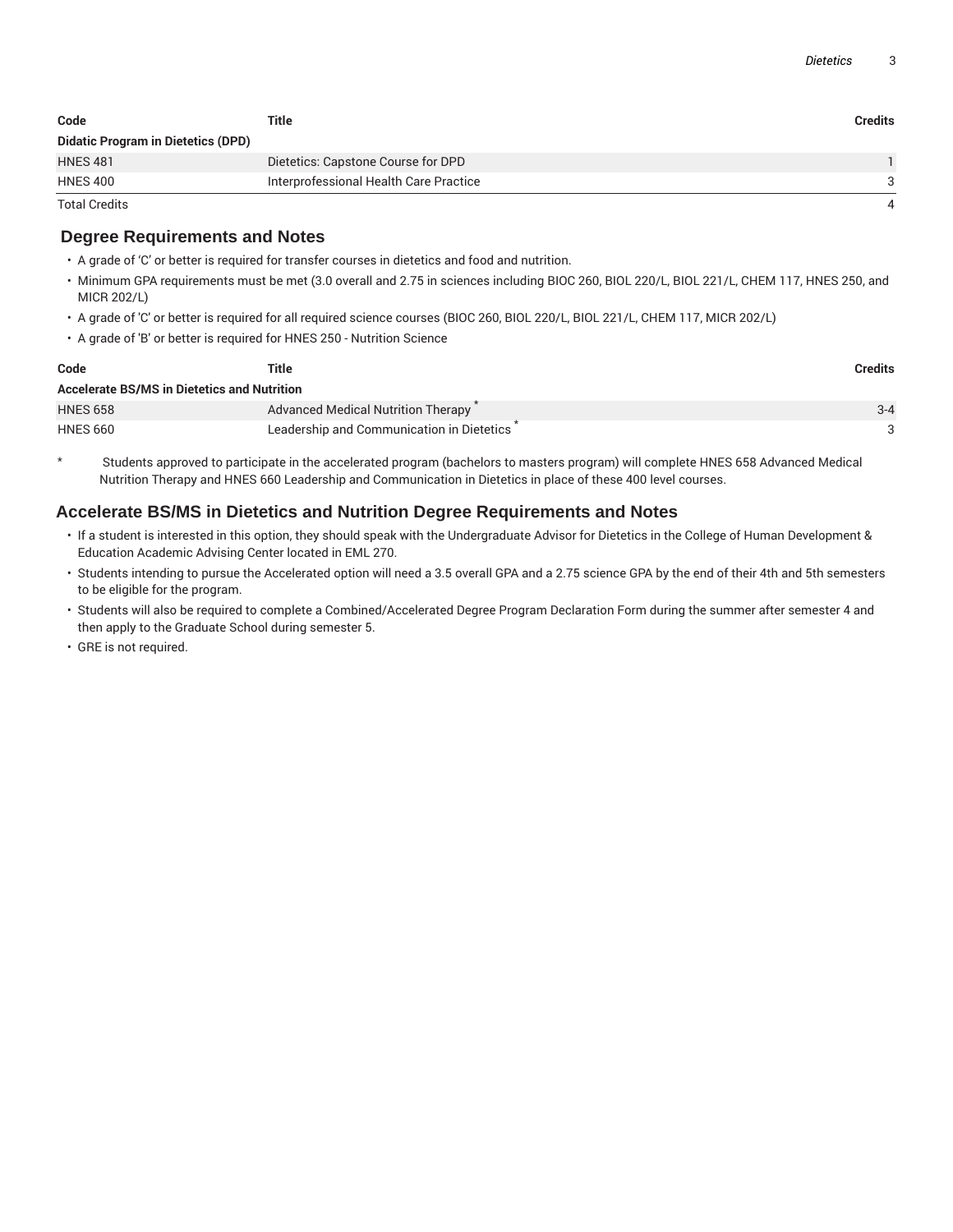| Code | Title | Credits |
| --- | --- | --- |
| **Didatic Program in Dietetics (DPD)** | | |
| HNES 481 | Dietetics: Capstone Course for DPD | 1 |
| HNES 400 | Interprofessional Health Care Practice | 3 |
| Total Credits | | 4 |

## Degree Requirements and Notes

- A grade of 'C' or better is required for transfer courses in dietetics and food and nutrition.
- Minimum GPA requirements must be met (3.0 overall and 2.75 in sciences including BIOC 260, BIOL 220/L, BIOL 221/L, CHEM 117, HNES 250, and MICR 202/L)
- A grade of 'C' or better is required for all required science courses (BIOC 260, BIOL 220/L, BIOL 221/L, CHEM 117, MICR 202/L)
- A grade of 'B' or better is required for HNES 250 - Nutrition Science

| Code | Title | Credits |
| --- | --- | --- |
| **Accelerate BS/MS in Dietetics and Nutrition** | | |
| HNES 658 | Advanced Medical Nutrition Therapy * | 3-4 |
| HNES 660 | Leadership and Communication in Dietetics * | 3 |

\* Students approved to participate in the accelerated program (bachelors to masters program) will complete HNES 658 Advanced Medical Nutrition Therapy and HNES 660 Leadership and Communication in Dietetics in place of these 400 level courses.

## Accelerate BS/MS in Dietetics and Nutrition Degree Requirements and Notes

- If a student is interested in this option, they should speak with the Undergraduate Advisor for Dietetics in the College of Human Development & Education Academic Advising Center located in EML 270.
- Students intending to pursue the Accelerated option will need a 3.5 overall GPA and a 2.75 science GPA by the end of their 4th and 5th semesters to be eligible for the program.
- Students will also be required to complete a Combined/Accelerated Degree Program Declaration Form during the summer after semester 4 and then apply to the Graduate School during semester 5.
- GRE is not required.